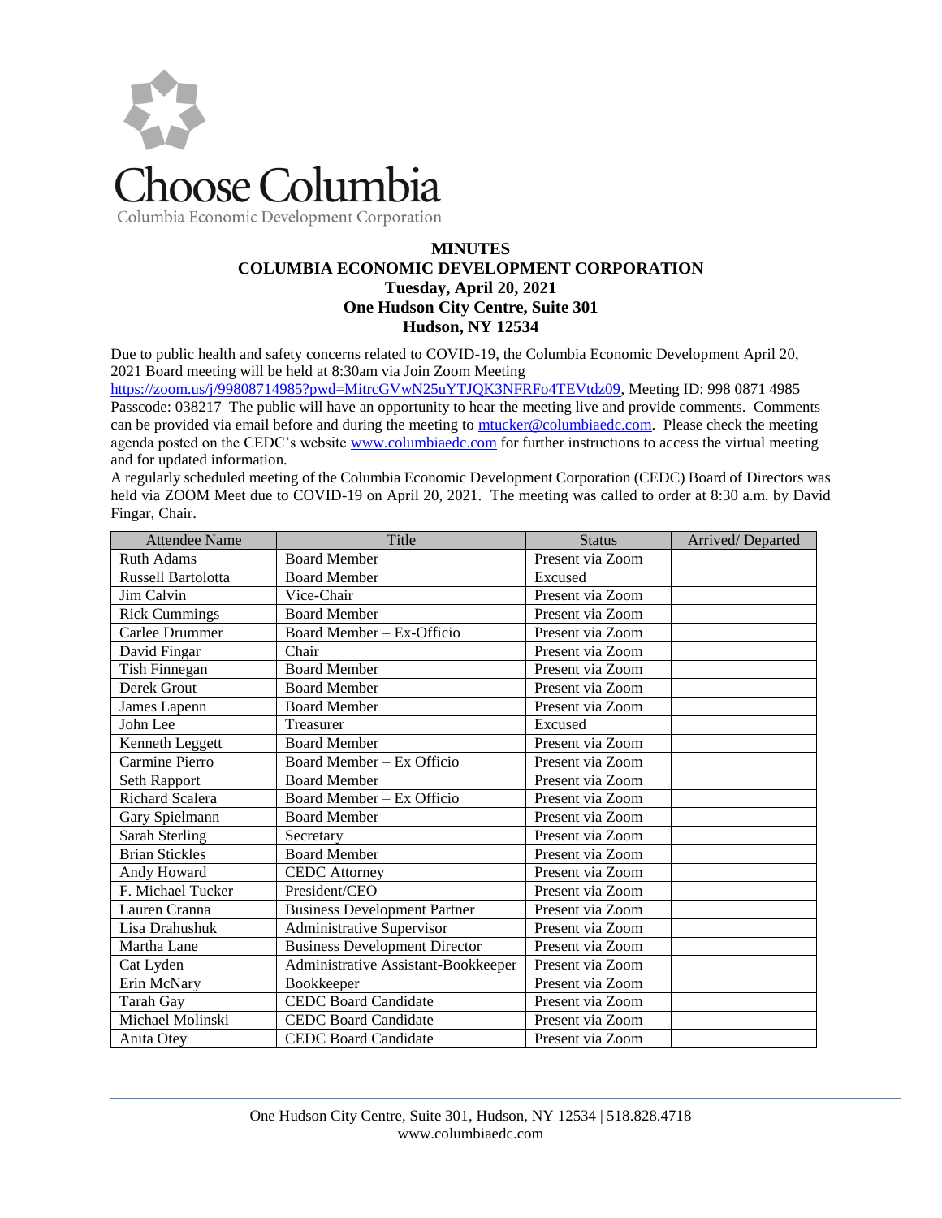Choose Columbia

Columbia Economic Development Corporation

**MINUTES**
**COLUMBIA ECONOMIC DEVELOPMENT CORPORATION**
**Tuesday, April 20, 2021**
**One Hudson City Centre, Suite 301**
**Hudson, NY 12534**

Due to public health and safety concerns related to COVID-19, the Columbia Economic Development April 20, 2021 Board meeting will be held at 8:30am via Join Zoom Meeting https://zoom.us/j/99808714985?pwd=MitrcGVwN25uYTJQK3NFRFo4TEVtdz09, Meeting ID: 998 0871 4985 Passcode: 038217 The public will have an opportunity to hear the meeting live and provide comments. Comments can be provided via email before and during the meeting to mtucker@columbiaedc.com. Please check the meeting agenda posted on the CEDC's website www.columbiaedc.com for further instructions to access the virtual meeting and for updated information.

A regularly scheduled meeting of the Columbia Economic Development Corporation (CEDC) Board of Directors was held via ZOOM Meet due to COVID-19 on April 20, 2021. The meeting was called to order at 8:30 a.m. by David Fingar, Chair.

| Attendee Name | Title | Status | Arrived/ Departed |
|---|---|---|---|
| Ruth Adams | Board Member | Present via Zoom | |
| Russell Bartolotta | Board Member | Excused | |
| Jim Calvin | Vice-Chair | Present via Zoom | |
| Rick Cummings | Board Member | Present via Zoom | |
| Carlee Drummer | Board Member – Ex-Officio | Present via Zoom | |
| David Fingar | Chair | Present via Zoom | |
| Tish Finnegan | Board Member | Present via Zoom | |
| Derek Grout | Board Member | Present via Zoom | |
| James Lapenn | Board Member | Present via Zoom | |
| John Lee | Treasurer | Excused | |
| Kenneth Leggett | Board Member | Present via Zoom | |
| Carmine Pierro | Board Member – Ex Officio | Present via Zoom | |
| Seth Rapport | Board Member | Present via Zoom | |
| Richard Scalera | Board Member – Ex Officio | Present via Zoom | |
| Gary Spielmann | Board Member | Present via Zoom | |
| Sarah Sterling | Secretary | Present via Zoom | |
| Brian Stickles | Board Member | Present via Zoom | |
| Andy Howard | CEDC Attorney | Present via Zoom | |
| F. Michael Tucker | President/CEO | Present via Zoom | |
| Lauren Cranna | Business Development Partner | Present via Zoom | |
| Lisa Drahushuk | Administrative Supervisor | Present via Zoom | |
| Martha Lane | Business Development Director | Present via Zoom | |
| Cat Lyden | Administrative Assistant-Bookkeeper | Present via Zoom | |
| Erin McNary | Bookkeeper | Present via Zoom | |
| Tarah Gay | CEDC Board Candidate | Present via Zoom | |
| Michael Molinski | CEDC Board Candidate | Present via Zoom | |
| Anita Otey | CEDC Board Candidate | Present via Zoom | |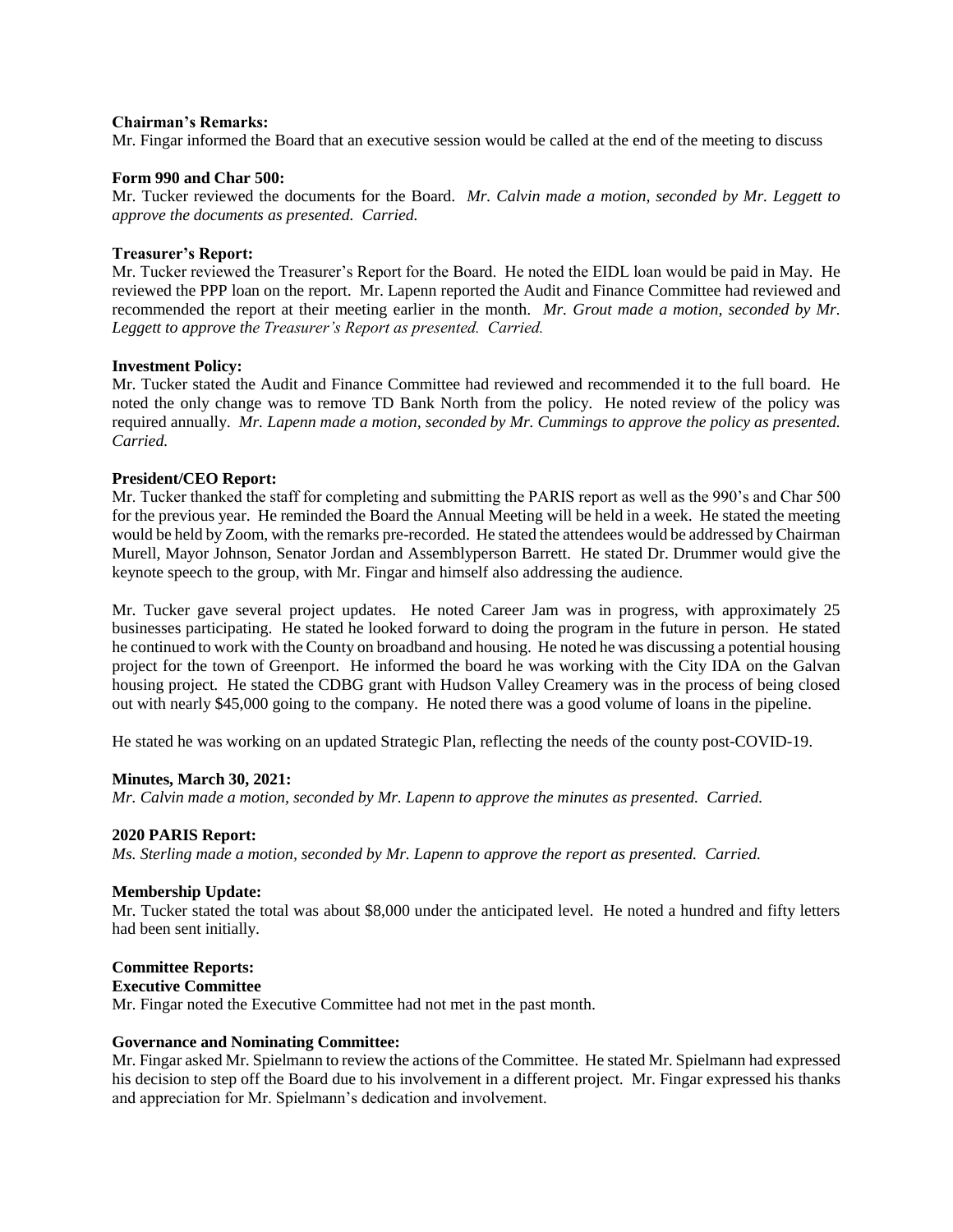**Chairman's Remarks:**

Mr. Fingar informed the Board that an executive session would be called at the end of the meeting to discuss

**Form 990 and Char 500:**

Mr. Tucker reviewed the documents for the Board. *Mr. Calvin made a motion, seconded by Mr. Leggett to approve the documents as presented. Carried.*

**Treasurer's Report:**

Mr. Tucker reviewed the Treasurer's Report for the Board. He noted the EIDL loan would be paid in May. He reviewed the PPP loan on the report. Mr. Lapenn reported the Audit and Finance Committee had reviewed and recommended the report at their meeting earlier in the month. *Mr. Grout made a motion, seconded by Mr. Leggett to approve the Treasurer's Report as presented. Carried.*

**Investment Policy:**

Mr. Tucker stated the Audit and Finance Committee had reviewed and recommended it to the full board. He noted the only change was to remove TD Bank North from the policy. He noted review of the policy was required annually. *Mr. Lapenn made a motion, seconded by Mr. Cummings to approve the policy as presented. Carried.*

**President/CEO Report:**

Mr. Tucker thanked the staff for completing and submitting the PARIS report as well as the 990's and Char 500 for the previous year. He reminded the Board the Annual Meeting will be held in a week. He stated the meeting would be held by Zoom, with the remarks pre-recorded. He stated the attendees would be addressed by Chairman Murell, Mayor Johnson, Senator Jordan and Assemblyperson Barrett. He stated Dr. Drummer would give the keynote speech to the group, with Mr. Fingar and himself also addressing the audience.

Mr. Tucker gave several project updates. He noted Career Jam was in progress, with approximately 25 businesses participating. He stated he looked forward to doing the program in the future in person. He stated he continued to work with the County on broadband and housing. He noted he was discussing a potential housing project for the town of Greenport. He informed the board he was working with the City IDA on the Galvan housing project. He stated the CDBG grant with Hudson Valley Creamery was in the process of being closed out with nearly $45,000 going to the company. He noted there was a good volume of loans in the pipeline.

He stated he was working on an updated Strategic Plan, reflecting the needs of the county post-COVID-19.

**Minutes, March 30, 2021:**

*Mr. Calvin made a motion, seconded by Mr. Lapenn to approve the minutes as presented. Carried.*

**2020 PARIS Report:**

*Ms. Sterling made a motion, seconded by Mr. Lapenn to approve the report as presented. Carried.*

**Membership Update:**

Mr. Tucker stated the total was about $8,000 under the anticipated level. He noted a hundred and fifty letters had been sent initially.

**Committee Reports:**

**Executive Committee**

Mr. Fingar noted the Executive Committee had not met in the past month.

**Governance and Nominating Committee:**

Mr. Fingar asked Mr. Spielmann to review the actions of the Committee. He stated Mr. Spielmann had expressed his decision to step off the Board due to his involvement in a different project. Mr. Fingar expressed his thanks and appreciation for Mr. Spielmann's dedication and involvement.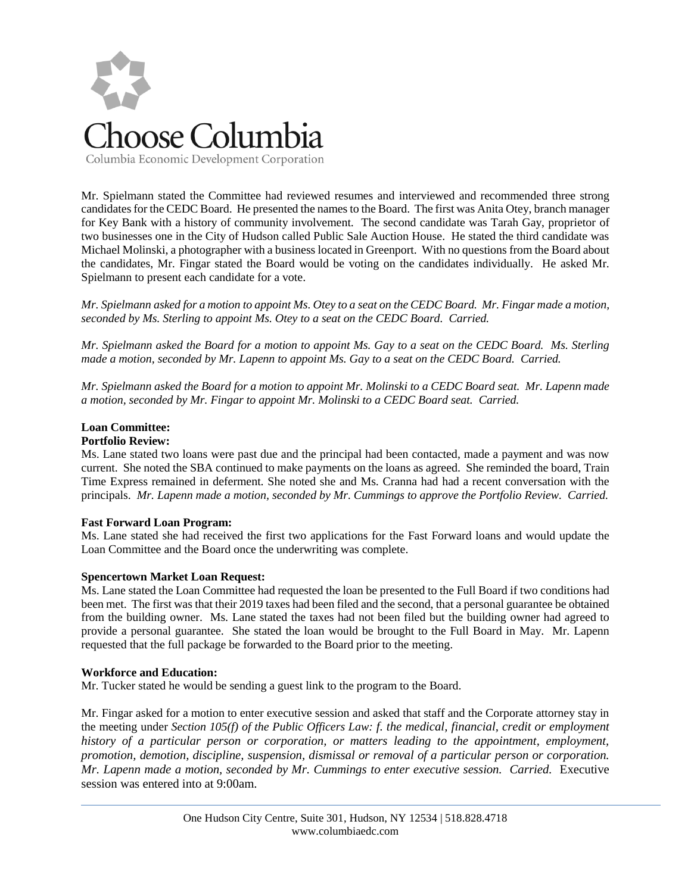Mr. Spielmann stated the Committee had reviewed resumes and interviewed and recommended three strong candidates for the CEDC Board. He presented the names to the Board. The first was Anita Otey, branch manager for Key Bank with a history of community involvement. The second candidate was Tarah Gay, proprietor of two businesses one in the City of Hudson called Public Sale Auction House. He stated the third candidate was Michael Molinski, a photographer with a business located in Greenport. With no questions from the Board about the candidates, Mr. Fingar stated the Board would be voting on the candidates individually. He asked Mr. Spielmann to present each candidate for a vote.

*Mr. Spielmann asked for a motion to appoint Ms. Otey to a seat on the CEDC Board. Mr. Fingar made a motion, seconded by Ms. Sterling to appoint Ms. Otey to a seat on the CEDC Board. Carried.*

*Mr. Spielmann asked the Board for a motion to appoint Ms. Gay to a seat on the CEDC Board. Ms. Sterling made a motion, seconded by Mr. Lapenn to appoint Ms. Gay to a seat on the CEDC Board. Carried.*

*Mr. Spielmann asked the Board for a motion to appoint Mr. Molinski to a CEDC Board seat. Mr. Lapenn made a motion, seconded by Mr. Fingar to appoint Mr. Molinski to a CEDC Board seat. Carried.*

**Loan Committee:**

**Portfolio Review:**

Ms. Lane stated two loans were past due and the principal had been contacted, made a payment and was now current. She noted the SBA continued to make payments on the loans as agreed. She reminded the board, Train Time Express remained in deferment. She noted she and Ms. Cranna had had a recent conversation with the principals. *Mr. Lapenn made a motion, seconded by Mr. Cummings to approve the Portfolio Review. Carried.*

**Fast Forward Loan Program:**

Ms. Lane stated she had received the first two applications for the Fast Forward loans and would update the Loan Committee and the Board once the underwriting was complete.

**Spencertown Market Loan Request:**

Ms. Lane stated the Loan Committee had requested the loan be presented to the Full Board if two conditions had been met. The first was that their 2019 taxes had been filed and the second, that a personal guarantee be obtained from the building owner. Ms. Lane stated the taxes had not been filed but the building owner had agreed to provide a personal guarantee. She stated the loan would be brought to the Full Board in May. Mr. Lapenn requested that the full package be forwarded to the Board prior to the meeting.

**Workforce and Education:**

Mr. Tucker stated he would be sending a guest link to the program to the Board.

Mr. Fingar asked for a motion to enter executive session and asked that staff and the Corporate attorney stay in the meeting under *Section 105(f) of the Public Officers Law: f. the medical, financial, credit or employment history of a particular person or corporation, or matters leading to the appointment, employment, promotion, demotion, discipline, suspension, dismissal or removal of a particular person or corporation. Mr. Lapenn made a motion, seconded by Mr. Cummings to enter executive session. Carried.* Executive session was entered into at 9:00am.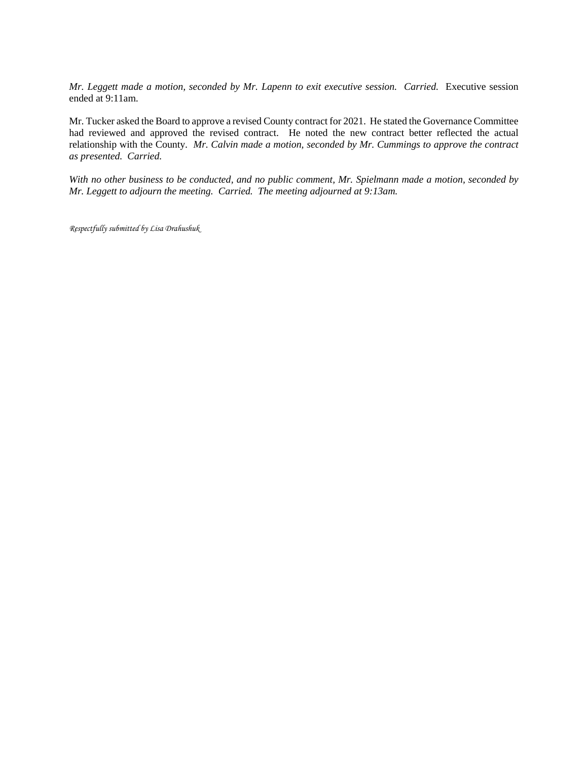*Mr. Leggett made a motion, seconded by Mr. Lapenn to exit executive session. Carried.* Executive session ended at 9:11am.

Mr. Tucker asked the Board to approve a revised County contract for 2021. He stated the Governance Committee had reviewed and approved the revised contract. He noted the new contract better reflected the actual relationship with the County. *Mr. Calvin made a motion, seconded by Mr. Cummings to approve the contract as presented. Carried.*

*With no other business to be conducted, and no public comment, Mr. Spielmann made a motion, seconded by Mr. Leggett to adjourn the meeting. Carried. The meeting adjourned at 9:13am.*

*Respectfully submitted by Lisa Drahushuk*